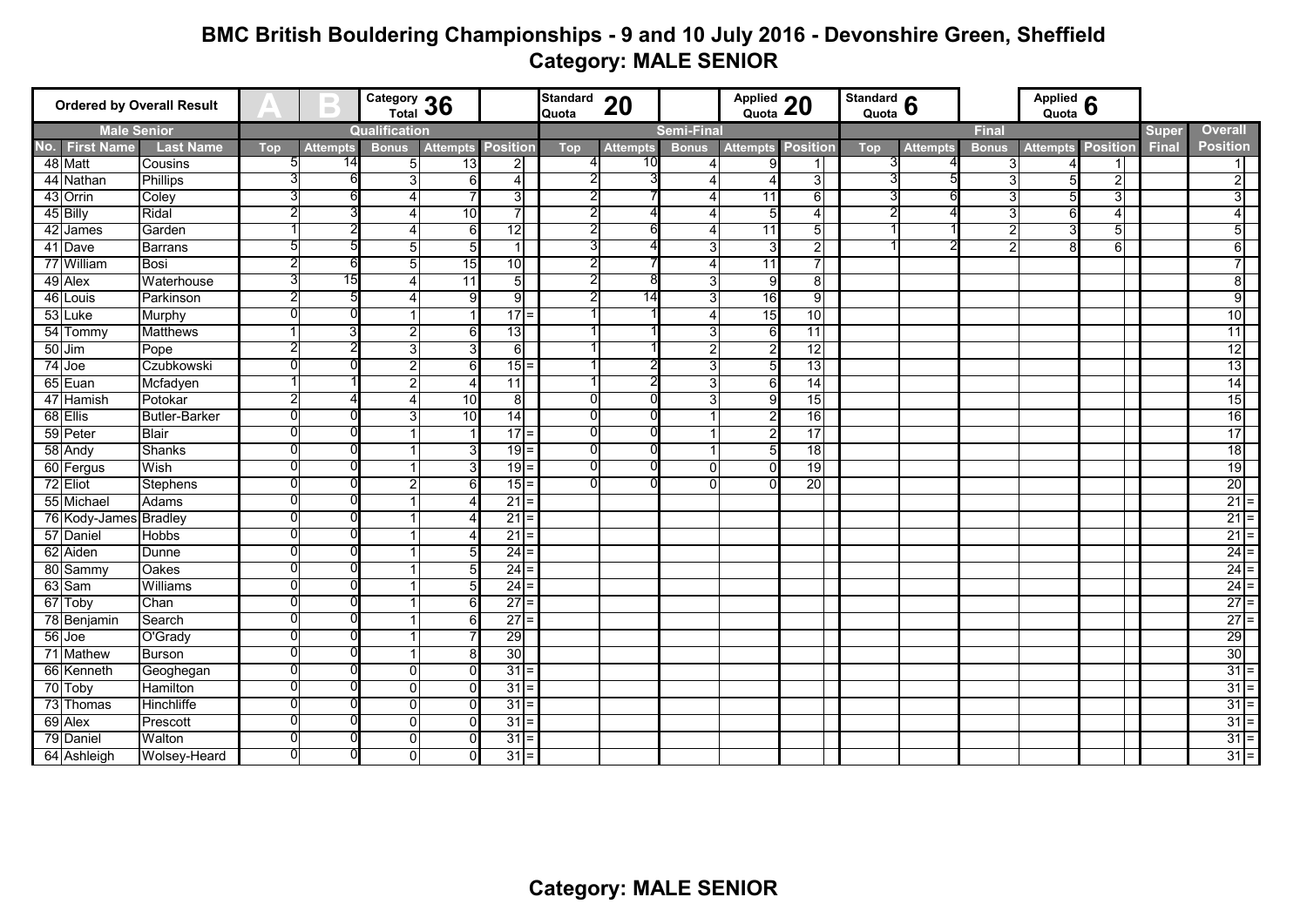# BMC British Bouldering Championships - 9 and 10 July 2016 - Devonshire Green, Sheffield

## Category: MALE SENIOR

| Ordered by Overall Result | | A | B | Category Total 36 | | | Standard Quota 20 | | | Applied Quota 20 | | Standard Quota 6 | | | Applied Quota 6 | | | |
|---|---|---|---|---|---|---|---|---|---|---|---|---|---|---|---|---|---|---|
| Male Senior | | Qualification | | | | | Semi-Final | | | | | Final | | | | | Super | Overall |
| No. First Name | Last Name | Top | Attempts | Bonus | Attempts | Position | Top | Attempts | Bonus | Attempts | Position | Top | Attempts | Bonus | Attempts | Position | Final | Position |
| 48 Matt | Cousins | 5 | 14 | 5 | 13 | 2 | 4 | 10 | 4 | 9 | 1 | 3 | 4 | 3 | 4 | 1 | | 1 |
| 44 Nathan | Phillips | 3 | 6 | 3 | 6 | 4 | 2 | 3 | 4 | 4 | 3 | 3 | 5 | 3 | 5 | 2 | | 2 |
| 43 Orrin | Coley | 3 | 6 | 4 | 7 | 3 | 2 | 7 | 4 | 11 | 6 | 3 | 6 | 3 | 5 | 3 | | 3 |
| 45 Billy | Ridal | 2 | 3 | 4 | 10 | 7 | 2 | 4 | 4 | 5 | 4 | 2 | 4 | 3 | 6 | 4 | | 4 |
| 42 James | Garden | 1 | 2 | 4 | 6 | 12 | 2 | 6 | 4 | 11 | 5 | 1 | 1 | 2 | 3 | 5 | | 5 |
| 41 Dave | Barrans | 5 | 5 | 5 | 5 | 1 | 3 | 4 | 3 | 3 | 2 | 1 | 2 | 2 | 8 | 6 | | 6 |
| 77 William | Bosi | 2 | 6 | 5 | 15 | 10 | 2 | 7 | 4 | 11 | 7 | | | | | | | 7 |
| 49 Alex | Waterhouse | 3 | 15 | 4 | 11 | 5 | 2 | 8 | 3 | 9 | 8 | | | | | | | 8 |
| 46 Louis | Parkinson | 2 | 5 | 4 | 9 | 9 | 2 | 14 | 3 | 16 | 9 | | | | | | | 9 |
| 53 Luke | Murphy | 0 | 0 | 1 | 1 | 17 = | 1 | 1 | 4 | 15 | 10 | | | | | | | 10 |
| 54 Tommy | Matthews | 1 | 3 | 2 | 6 | 13 | 1 | 1 | 3 | 6 | 11 | | | | | | | 11 |
| 50 Jim | Pope | 2 | 2 | 3 | 3 | 6 | 1 | 1 | 2 | 2 | 12 | | | | | | | 12 |
| 74 Joe | Czubkowski | 0 | 0 | 2 | 6 | 15 = | 1 | 2 | 3 | 5 | 13 | | | | | | | 13 |
| 65 Euan | Mcfadyen | 1 | 1 | 2 | 4 | 11 | 1 | 2 | 3 | 6 | 14 | | | | | | | 14 |
| 47 Hamish | Potokar | 2 | 4 | 4 | 10 | 8 | 0 | 0 | 3 | 9 | 15 | | | | | | | 15 |
| 68 Ellis | Butler-Barker | 0 | 0 | 3 | 10 | 14 | 0 | 0 | 1 | 2 | 16 | | | | | | | 16 |
| 59 Peter | Blair | 0 | 0 | 1 | 1 | 17 = | 0 | 0 | 1 | 2 | 17 | | | | | | | 17 |
| 58 Andy | Shanks | 0 | 0 | 1 | 3 | 19 = | 0 | 0 | 1 | 5 | 18 | | | | | | | 18 |
| 60 Fergus | Wish | 0 | 0 | 1 | 3 | 19 = | 0 | 0 | 0 | 0 | 19 | | | | | | | 19 |
| 72 Eliot | Stephens | 0 | 0 | 2 | 6 | 15 = | 0 | 0 | 0 | 0 | 20 | | | | | | | 20 |
| 55 Michael | Adams | 0 | 0 | 1 | 4 | 21 = | | | | | | | | | | | | 21 = |
| 76 Kody-James | Bradley | 0 | 0 | 1 | 4 | 21 = | | | | | | | | | | | | 21 = |
| 57 Daniel | Hobbs | 0 | 0 | 1 | 4 | 21 = | | | | | | | | | | | | 21 = |
| 62 Aiden | Dunne | 0 | 0 | 1 | 5 | 24 = | | | | | | | | | | | | 24 = |
| 80 Sammy | Oakes | 0 | 0 | 1 | 5 | 24 = | | | | | | | | | | | | 24 = |
| 63 Sam | Williams | 0 | 0 | 1 | 5 | 24 = | | | | | | | | | | | | 24 = |
| 67 Toby | Chan | 0 | 0 | 1 | 6 | 27 = | | | | | | | | | | | | 27 = |
| 78 Benjamin | Search | 0 | 0 | 1 | 6 | 27 = | | | | | | | | | | | | 27 = |
| 56 Joe | O'Grady | 0 | 0 | 1 | 7 | 29 | | | | | | | | | | | | 29 |
| 71 Mathew | Burson | 0 | 0 | 1 | 8 | 30 | | | | | | | | | | | | 30 |
| 66 Kenneth | Geoghegan | 0 | 0 | 0 | 0 | 31 = | | | | | | | | | | | | 31 = |
| 70 Toby | Hamilton | 0 | 0 | 0 | 0 | 31 = | | | | | | | | | | | | 31 = |
| 73 Thomas | Hinchliffe | 0 | 0 | 0 | 0 | 31 = | | | | | | | | | | | | 31 = |
| 69 Alex | Prescott | 0 | 0 | 0 | 0 | 31 = | | | | | | | | | | | | 31 = |
| 79 Daniel | Walton | 0 | 0 | 0 | 0 | 31 = | | | | | | | | | | | | 31 = |
| 64 Ashleigh | Wolsey-Heard | 0 | 0 | 0 | 0 | 31 = | | | | | | | | | | | | 31 = |

**Category: MALE SENIOR**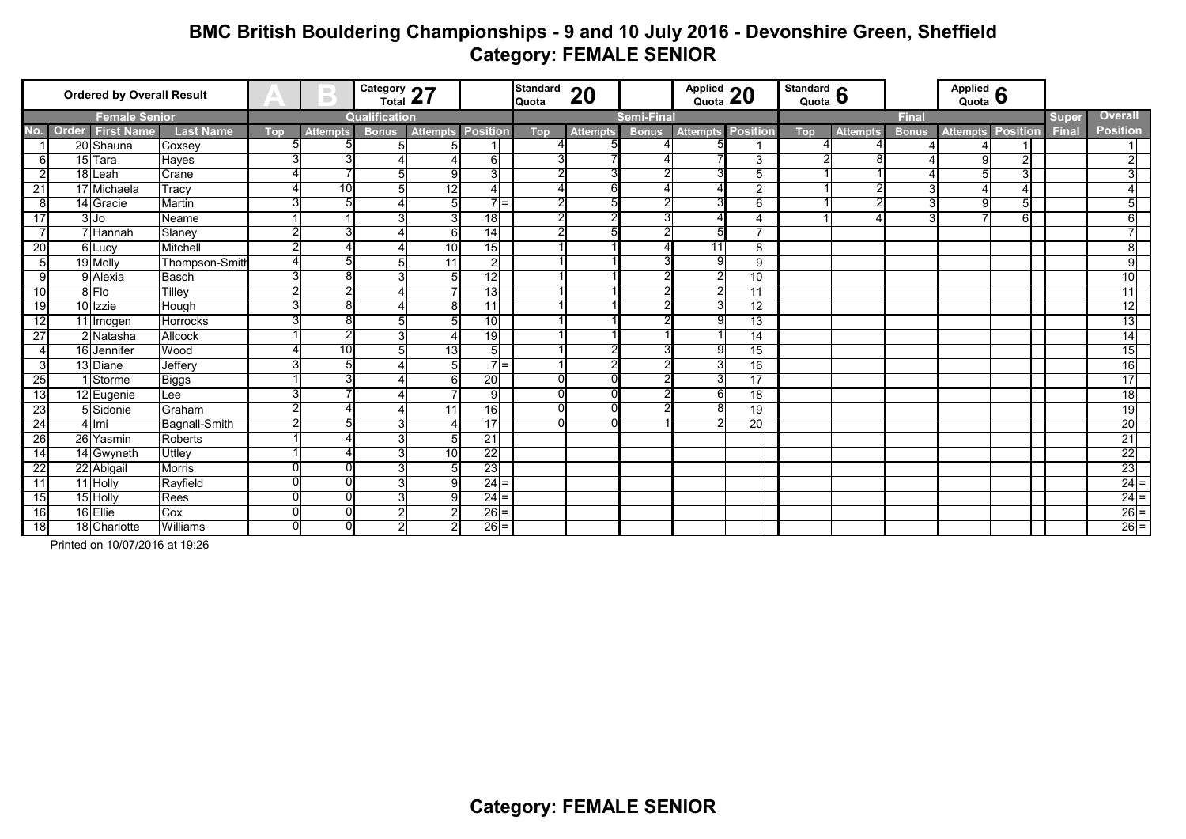# BMC British Bouldering Championships - 9 and 10 July 2016 - Devonshire Green, Sheffield

## Category: FEMALE SENIOR

| Ordered by Overall Result | | | | A | B | Category Total 27 | | | Standard Quota 20 | | | Applied Quota 20 | | | Standard Quota 6 | | | Applied Quota 6 | | | | |
|---|---|---|---|---|---|---|---|---|---|---|---|---|---|---|---|---|---|---|---|---|---|---|
| Female Senior | | | | Qualification | | | | | Semi-Final | | | | | | Final | | | | | | Super Final | Overall Position |
| No. | Order | First Name | Last Name | Top | Attempts | Bonus | Attempts | Position | Top | Attempts | Bonus | Attempts | Position | | Top | Attempts | Bonus | Attempts | Position | | | |
| 1 | 20 | Shauna | Coxsey | 5 | 5 | 5 | 5 | 1 | 4 | 5 | 4 | 5 | 1 | | 4 | 4 | 4 | 4 | 1 | | | 1 |
| 6 | 15 | Tara | Hayes | 3 | 3 | 4 | 4 | 6 | 3 | 7 | 4 | 7 | 3 | | 2 | 8 | 4 | 9 | 2 | | | 2 |
| 2 | 18 | Leah | Crane | 4 | 7 | 5 | 9 | 3 | 2 | 3 | 2 | 3 | 5 | | 1 | 1 | 4 | 5 | 3 | | | 3 |
| 21 | 17 | Michaela | Tracy | 4 | 10 | 5 | 12 | 4 | 4 | 6 | 4 | 4 | 2 | | 1 | 2 | 3 | 4 | 4 | | | 4 |
| 8 | 14 | Gracie | Martin | 3 | 5 | 4 | 5 | 7 = | 2 | 5 | 2 | 3 | 6 | | 1 | 2 | 3 | 9 | 5 | | | 5 |
| 17 | 3 | Jo | Neame | 1 | 1 | 3 | 3 | 18 | 2 | 2 | 3 | 4 | 4 | | 1 | 4 | 3 | 7 | 6 | | | 6 |
| 7 | 7 | Hannah | Slaney | 2 | 3 | 4 | 6 | 14 | 2 | 5 | 2 | 5 | 7 | | | | | | | | | 7 |
| 20 | 6 | Lucy | Mitchell | 2 | 4 | 4 | 10 | 15 | 1 | 1 | 4 | 11 | 8 | | | | | | | | | 8 |
| 5 | 19 | Molly | Thompson-Smith | 4 | 5 | 5 | 11 | 2 | 1 | 1 | 3 | 9 | 9 | | | | | | | | | 9 |
| 9 | 9 | Alexia | Basch | 3 | 8 | 3 | 5 | 12 | 1 | 1 | 2 | 2 | 10 | | | | | | | | | 10 |
| 10 | 8 | Flo | Tilley | 2 | 2 | 4 | 7 | 13 | 1 | 1 | 2 | 2 | 11 | | | | | | | | | 11 |
| 19 | 10 | Izzie | Hough | 3 | 8 | 4 | 8 | 11 | 1 | 1 | 2 | 3 | 12 | | | | | | | | | 12 |
| 12 | 11 | Imogen | Horrocks | 3 | 8 | 5 | 5 | 10 | 1 | 1 | 2 | 9 | 13 | | | | | | | | | 13 |
| 27 | 2 | Natasha | Allcock | 1 | 2 | 3 | 4 | 19 | 1 | 1 | 1 | 1 | 14 | | | | | | | | | 14 |
| 4 | 16 | Jennifer | Wood | 4 | 10 | 5 | 13 | 5 | 1 | 2 | 3 | 9 | 15 | | | | | | | | | 15 |
| 3 | 13 | Diane | Jeffery | 3 | 5 | 4 | 5 | 7 = | 1 | 2 | 2 | 3 | 16 | | | | | | | | | 16 |
| 25 | 1 | Storme | Biggs | 1 | 3 | 4 | 6 | 20 | 0 | 0 | 2 | 3 | 17 | | | | | | | | | 17 |
| 13 | 12 | Eugenie | Lee | 3 | 7 | 4 | 7 | 9 | 0 | 0 | 2 | 6 | 18 | | | | | | | | | 18 |
| 23 | 5 | Sidonie | Graham | 2 | 4 | 4 | 11 | 16 | 0 | 0 | 2 | 8 | 19 | | | | | | | | | 19 |
| 24 | 4 | Imi | Bagnall-Smith | 2 | 5 | 3 | 4 | 17 | 0 | 0 | 1 | 2 | 20 | | | | | | | | | 20 |
| 26 | 26 | Yasmin | Roberts | 1 | 4 | 3 | 5 | 21 | | | | | | | | | | | | | | 21 |
| 14 | 14 | Gwyneth | Uttley | 1 | 4 | 3 | 10 | 22 | | | | | | | | | | | | | | 22 |
| 22 | 22 | Abigail | Morris | 0 | 0 | 3 | 5 | 23 | | | | | | | | | | | | | | 23 |
| 11 | 11 | Holly | Rayfield | 0 | 0 | 3 | 9 | 24 = | | | | | | | | | | | | | | 24 = |
| 15 | 15 | Holly | Rees | 0 | 0 | 3 | 9 | 24 = | | | | | | | | | | | | | | 24 = |
| 16 | 16 | Ellie | Cox | 0 | 0 | 2 | 2 | 26 = | | | | | | | | | | | | | | 26 = |
| 18 | 18 | Charlotte | Williams | 0 | 0 | 2 | 2 | 26 = | | | | | | | | | | | | | | 26 = |

Printed on 10/07/2016 at 19:26

**Category: FEMALE SENIOR**